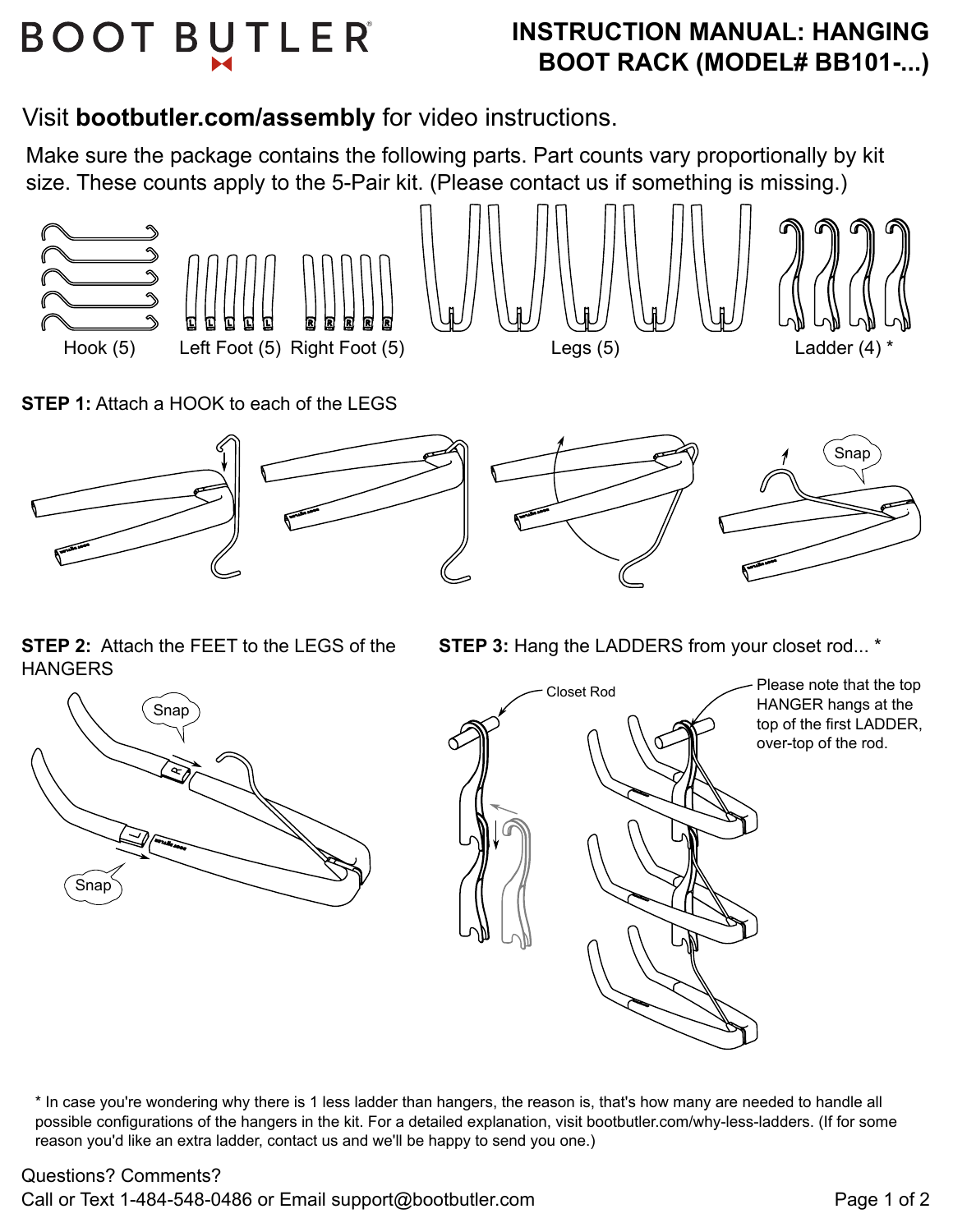# BOOT BUTLER

## INSTRUCTION MANUAL: HANGING BOOT RACK (MODEL# BB101-...)

Visit **bootbutler.com/assembly** for video instructions.

Make sure the package contains the following parts. Part counts vary proportionally by kit size. These counts apply to the 5-Pair kit. (Please contact us if something is missing.)

Hook (5) Left Foot (5) Right Foot (5) Legs (5) Ladder (4) *

**STEP 1:** Attach a HOOK to each of the LEGS

Snap

**STEP 2:** Attach the FEET to the LEGS of the HANGERS

Snap

Snap

**STEP 3:** Hang the LADDERS from your closet rod... *

Closet Rod

Please note that the top HANGER hangs at the top of the first LADDER, over-top of the rod.

* In case you're wondering why there is 1 less ladder than hangers, the reason is, that's how many are needed to handle all possible configurations of the hangers in the kit. For a detailed explanation, visit bootbutler.com/why-less-ladders. (If for some reason you'd like an extra ladder, contact us and we'll be happy to send you one.)

Questions? Comments?
Call or Text 1-484-548-0486 or Email support@bootbutler.com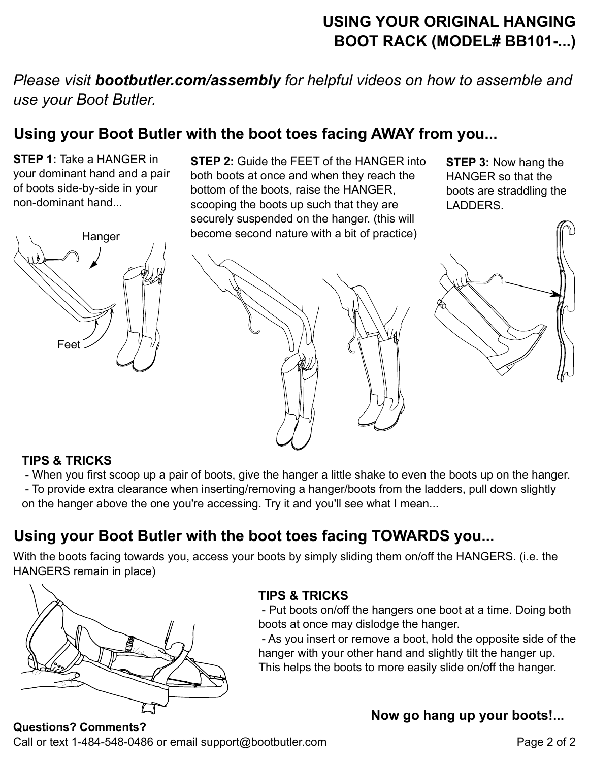# USING YOUR ORIGINAL HANGING BOOT RACK (MODEL# BB101-...)

*Please visit **bootbutler.com/assembly** for helpful videos on how to assemble and use your Boot Butler.*

## Using your Boot Butler with the boot toes facing AWAY from you...

**STEP 1:** Take a HANGER in your dominant hand and a pair of boots side-by-side in your non-dominant hand...

Hanger

Feet

**STEP 2:** Guide the FEET of the HANGER into both boots at once and when they reach the bottom of the boots, raise the HANGER, scooping the boots up such that they are securely suspended on the hanger. (this will become second nature with a bit of practice)

**STEP 3:** Now hang the HANGER so that the boots are straddling the LADDERS.

**TIPS & TRICKS**

- When you first scoop up a pair of boots, give the hanger a little shake to even the boots up on the hanger.
- To provide extra clearance when inserting/removing a hanger/boots from the ladders, pull down slightly on the hanger above the one you're accessing. Try it and you'll see what I mean...

## Using your Boot Butler with the boot toes facing TOWARDS you...

With the boots facing towards you, access your boots by simply sliding them on/off the HANGERS. (i.e. the HANGERS remain in place)

**TIPS & TRICKS**

- Put boots on/off the hangers one boot at a time. Doing both boots at once may dislodge the hanger.
- As you insert or remove a boot, hold the opposite side of the hanger with your other hand and slightly tilt the hanger up. This helps the boots to more easily slide on/off the hanger.

**Now go hang up your boots!...**

**Questions? Comments?**
Call or text 1-484-548-0486 or email support@bootbutler.com